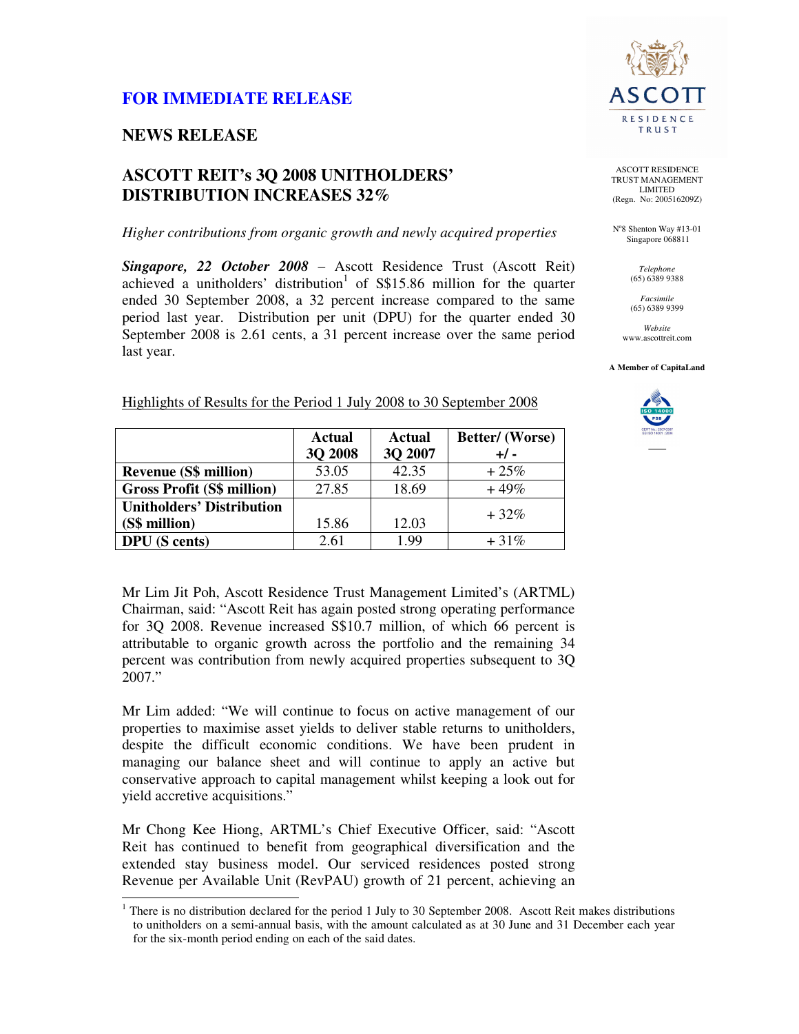**FOR IMMEDIATE RELEASE**

**NEWS RELEASE**

ASCOTT RESIDENCE TRUST MANAGEMENT LIMITED
(Regn. No: 200516209Z)

N°8 Shenton Way #13-01
Singapore 068811

*Telephone*
(65) 6389 9388

*Facsimile*
(65) 6389 9399

*Website*
www.ascottreit.com

**A Member of CapitaLand**

# ASCOTT REIT's 3Q 2008 UNITHOLDERS' DISTRIBUTION INCREASES 32%

*Higher contributions from organic growth and newly acquired properties*

***Singapore, 22 October 2008*** – Ascott Residence Trust (Ascott Reit) achieved a unitholders' distribution[1] of S$15.86 million for the quarter ended 30 September 2008, a 32 percent increase compared to the same period last year. Distribution per unit (DPU) for the quarter ended 30 September 2008 is 2.61 cents, a 31 percent increase over the same period last year.

Highlights of Results for the Period 1 July 2008 to 30 September 2008

| | Actual 3Q 2008 | Actual 3Q 2007 | Better/ (Worse) +/ - |
|---|---|---|---|
| **Revenue (S$ million)** | 53.05 | 42.35 | + 25% |
| **Gross Profit (S$ million)** | 27.85 | 18.69 | + 49% |
| **Unitholders' Distribution (S$ million)** | 15.86 | 12.03 | + 32% |
| **DPU (S cents)** | 2.61 | 1.99 | + 31% |

Mr Lim Jit Poh, Ascott Residence Trust Management Limited's (ARTML) Chairman, said: "Ascott Reit has again posted strong operating performance for 3Q 2008. Revenue increased S$10.7 million, of which 66 percent is attributable to organic growth across the portfolio and the remaining 34 percent was contribution from newly acquired properties subsequent to 3Q 2007."

Mr Lim added: "We will continue to focus on active management of our properties to maximise asset yields to deliver stable returns to unitholders, despite the difficult economic conditions. We have been prudent in managing our balance sheet and will continue to apply an active but conservative approach to capital management whilst keeping a look out for yield accretive acquisitions."

Mr Chong Kee Hiong, ARTML's Chief Executive Officer, said: "Ascott Reit has continued to benefit from geographical diversification and the extended stay business model. Our serviced residences posted strong Revenue per Available Unit (RevPAU) growth of 21 percent, achieving an

[1] There is no distribution declared for the period 1 July to 30 September 2008. Ascott Reit makes distributions to unitholders on a semi-annual basis, with the amount calculated as at 30 June and 31 December each year for the six-month period ending on each of the said dates.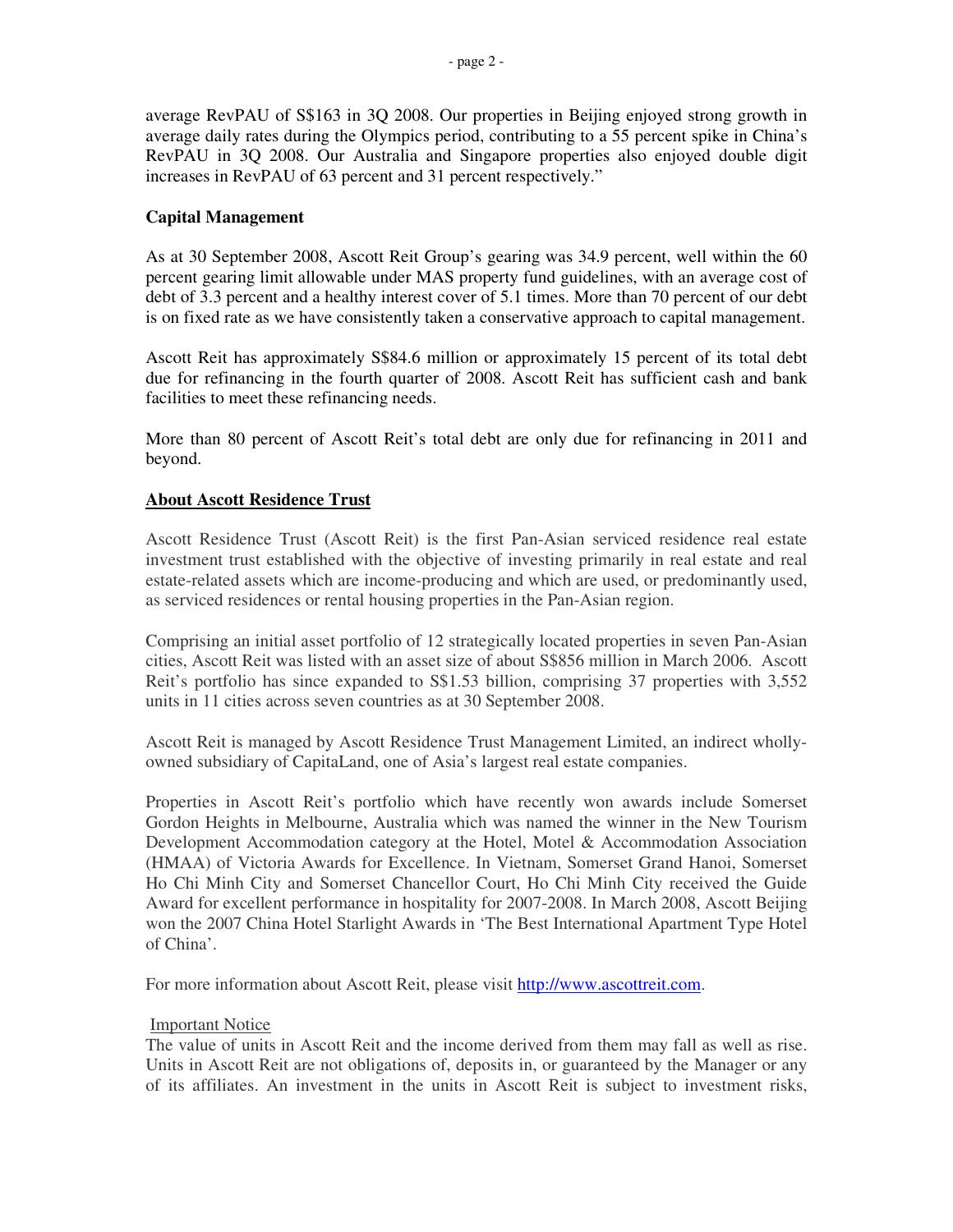average RevPAU of S$163 in 3Q 2008. Our properties in Beijing enjoyed strong growth in average daily rates during the Olympics period, contributing to a 55 percent spike in China's RevPAU in 3Q 2008. Our Australia and Singapore properties also enjoyed double digit increases in RevPAU of 63 percent and 31 percent respectively."

**Capital Management**

As at 30 September 2008, Ascott Reit Group's gearing was 34.9 percent, well within the 60 percent gearing limit allowable under MAS property fund guidelines, with an average cost of debt of 3.3 percent and a healthy interest cover of 5.1 times. More than 70 percent of our debt is on fixed rate as we have consistently taken a conservative approach to capital management.

Ascott Reit has approximately S$84.6 million or approximately 15 percent of its total debt due for refinancing in the fourth quarter of 2008. Ascott Reit has sufficient cash and bank facilities to meet these refinancing needs.

More than 80 percent of Ascott Reit's total debt are only due for refinancing in 2011 and beyond.

## About Ascott Residence Trust

Ascott Residence Trust (Ascott Reit) is the first Pan-Asian serviced residence real estate investment trust established with the objective of investing primarily in real estate and real estate-related assets which are income-producing and which are used, or predominantly used, as serviced residences or rental housing properties in the Pan-Asian region.

Comprising an initial asset portfolio of 12 strategically located properties in seven Pan-Asian cities, Ascott Reit was listed with an asset size of about S$856 million in March 2006. Ascott Reit's portfolio has since expanded to S$1.53 billion, comprising 37 properties with 3,552 units in 11 cities across seven countries as at 30 September 2008.

Ascott Reit is managed by Ascott Residence Trust Management Limited, an indirect wholly-owned subsidiary of CapitaLand, one of Asia's largest real estate companies.

Properties in Ascott Reit's portfolio which have recently won awards include Somerset Gordon Heights in Melbourne, Australia which was named the winner in the New Tourism Development Accommodation category at the Hotel, Motel & Accommodation Association (HMAA) of Victoria Awards for Excellence. In Vietnam, Somerset Grand Hanoi, Somerset Ho Chi Minh City and Somerset Chancellor Court, Ho Chi Minh City received the Guide Award for excellent performance in hospitality for 2007-2008. In March 2008, Ascott Beijing won the 2007 China Hotel Starlight Awards in 'The Best International Apartment Type Hotel of China'.

For more information about Ascott Reit, please visit http://www.ascottreit.com.

Important Notice

The value of units in Ascott Reit and the income derived from them may fall as well as rise. Units in Ascott Reit are not obligations of, deposits in, or guaranteed by the Manager or any of its affiliates. An investment in the units in Ascott Reit is subject to investment risks,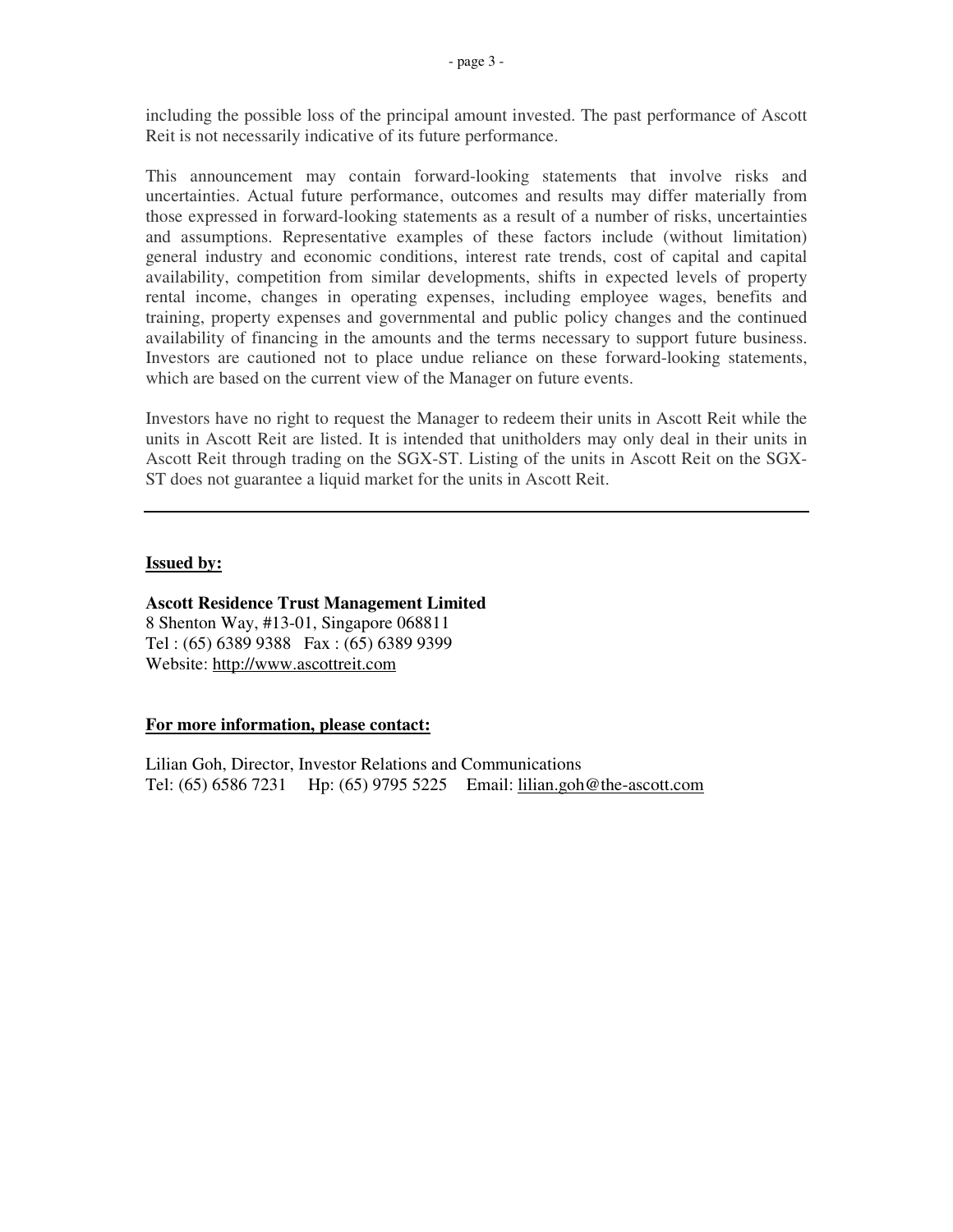including the possible loss of the principal amount invested. The past performance of Ascott Reit is not necessarily indicative of its future performance.

This announcement may contain forward-looking statements that involve risks and uncertainties. Actual future performance, outcomes and results may differ materially from those expressed in forward-looking statements as a result of a number of risks, uncertainties and assumptions. Representative examples of these factors include (without limitation) general industry and economic conditions, interest rate trends, cost of capital and capital availability, competition from similar developments, shifts in expected levels of property rental income, changes in operating expenses, including employee wages, benefits and training, property expenses and governmental and public policy changes and the continued availability of financing in the amounts and the terms necessary to support future business. Investors are cautioned not to place undue reliance on these forward-looking statements, which are based on the current view of the Manager on future events.

Investors have no right to request the Manager to redeem their units in Ascott Reit while the units in Ascott Reit are listed. It is intended that unitholders may only deal in their units in Ascott Reit through trading on the SGX-ST. Listing of the units in Ascott Reit on the SGX-ST does not guarantee a liquid market for the units in Ascott Reit.

---

**Issued by:**

**Ascott Residence Trust Management Limited**
8 Shenton Way, #13-01, Singapore 068811
Tel : (65) 6389 9388 Fax : (65) 6389 9399
Website: http://www.ascottreit.com

**For more information, please contact:**

Lilian Goh, Director, Investor Relations and Communications
Tel: (65) 6586 7231 Hp: (65) 9795 5225 Email: lilian.goh@the-ascott.com